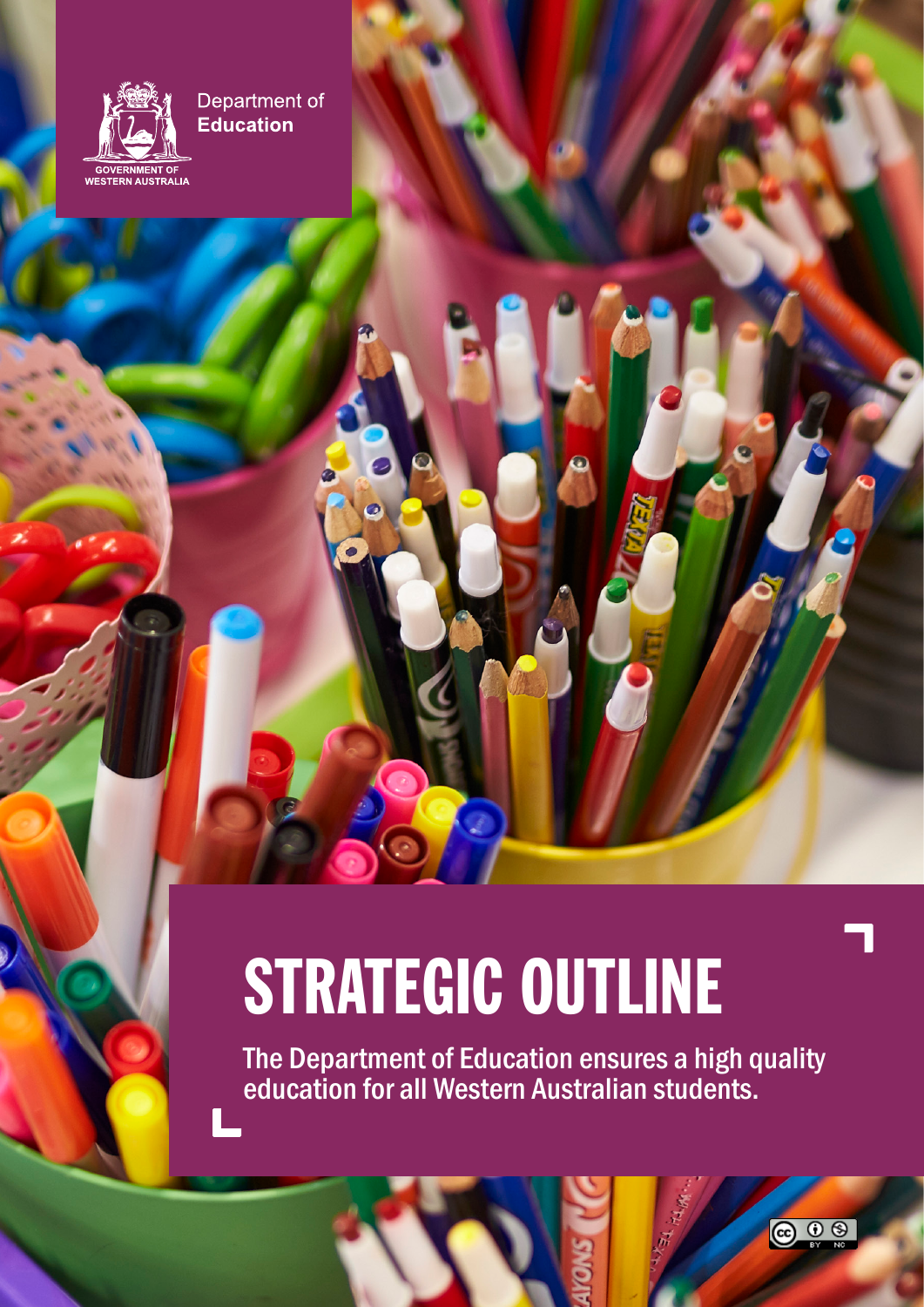Department of **Education**

GOVERNMENT OF WESTERN AUSTRALIA

# STRATEGIC OUTLINE

The Department of Education ensures a high quality education for all Western Australian students.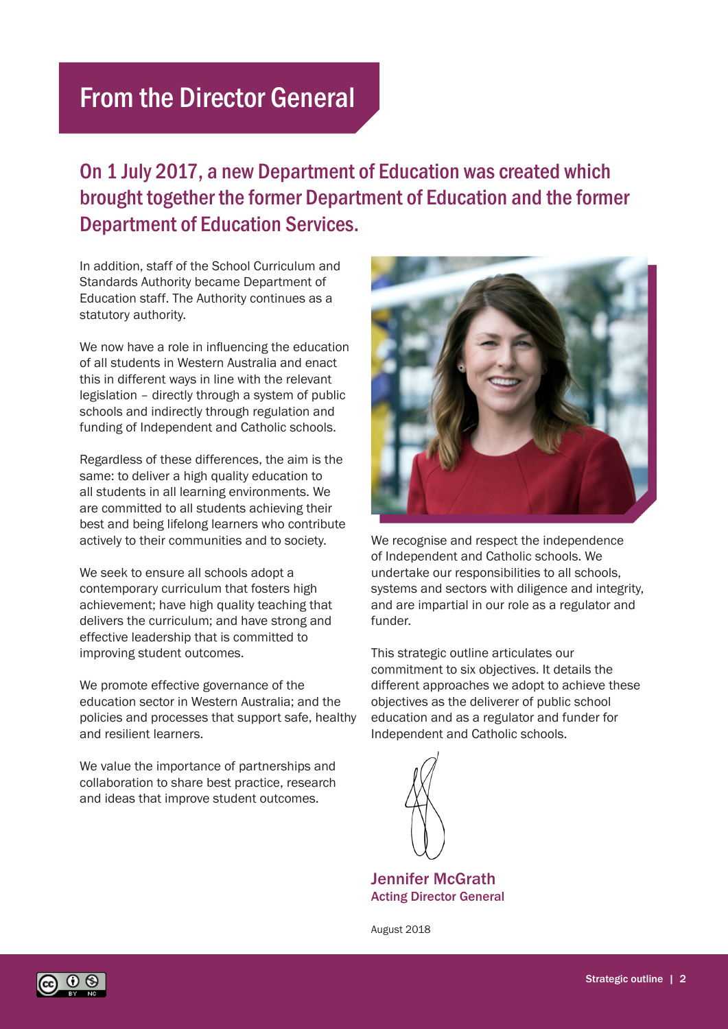# From the Director General

## On 1 July 2017, a new Department of Education was created which brought together the former Department of Education and the former Department of Education Services.

In addition, staff of the School Curriculum and Standards Authority became Department of Education staff. The Authority continues as a statutory authority.

We now have a role in influencing the education of all students in Western Australia and enact this in different ways in line with the relevant legislation – directly through a system of public schools and indirectly through regulation and funding of Independent and Catholic schools.

Regardless of these differences, the aim is the same: to deliver a high quality education to all students in all learning environments. We are committed to all students achieving their best and being lifelong learners who contribute actively to their communities and to society.

We seek to ensure all schools adopt a contemporary curriculum that fosters high achievement; have high quality teaching that delivers the curriculum; and have strong and effective leadership that is committed to improving student outcomes.

We promote effective governance of the education sector in Western Australia; and the policies and processes that support safe, healthy and resilient learners.

We value the importance of partnerships and collaboration to share best practice, research and ideas that improve student outcomes.

We recognise and respect the independence of Independent and Catholic schools. We undertake our responsibilities to all schools, systems and sectors with diligence and integrity, and are impartial in our role as a regulator and funder.

This strategic outline articulates our commitment to six objectives. It details the different approaches we adopt to achieve these objectives as the deliverer of public school education and as a regulator and funder for Independent and Catholic schools.

**Jennifer McGrath**
**Acting Director General**

August 2018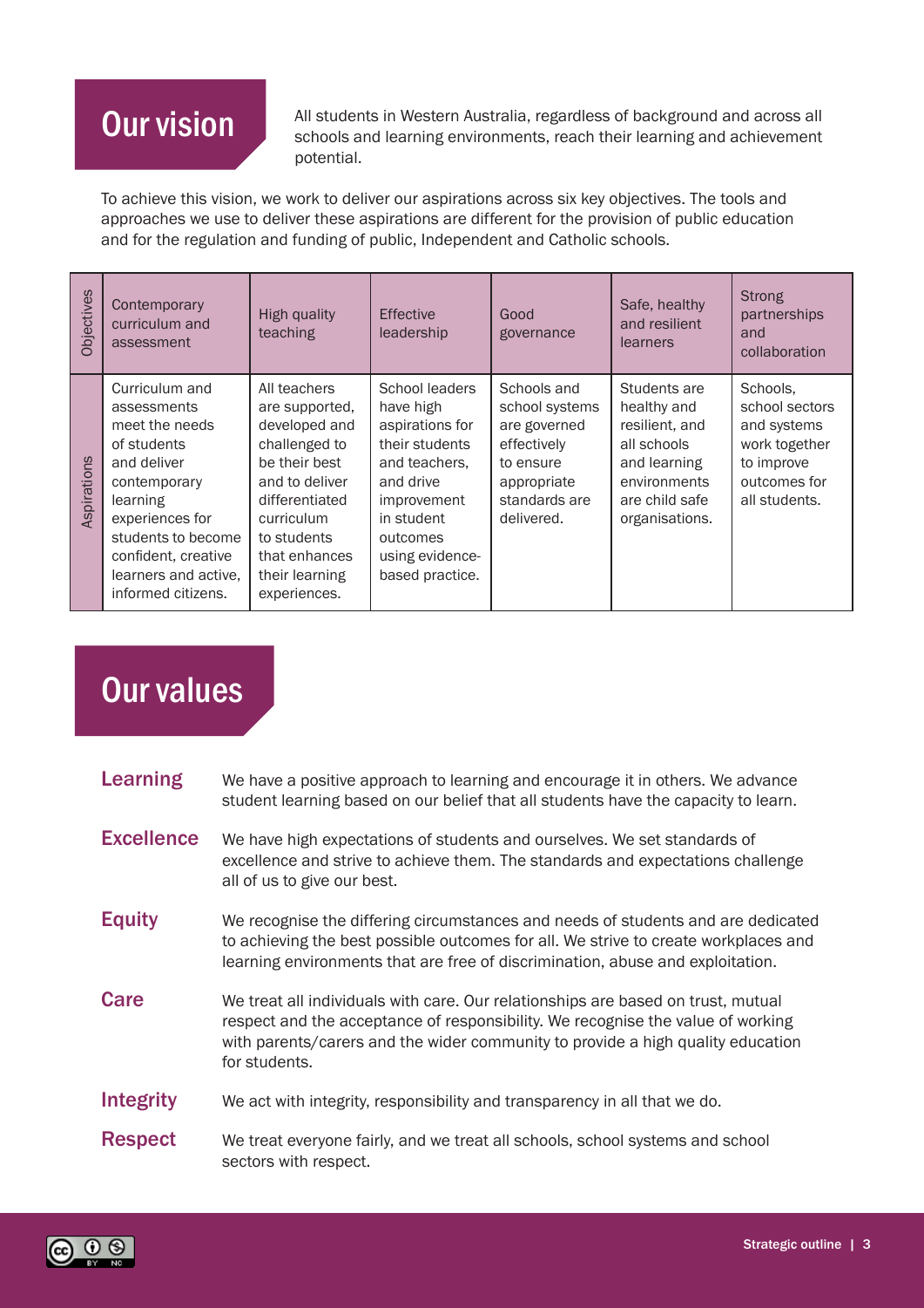## Our vision

All students in Western Australia, regardless of background and across all schools and learning environments, reach their learning and achievement potential.

To achieve this vision, we work to deliver our aspirations across six key objectives. The tools and approaches we use to deliver these aspirations are different for the provision of public education and for the regulation and funding of public, Independent and Catholic schools.

| Objectives | Contemporary curriculum and assessment | High quality teaching | Effective leadership | Good governance | Safe, healthy and resilient learners | Strong partnerships and collaboration |
|---|---|---|---|---|---|---|
| Aspirations | Curriculum and assessments meet the needs of students and deliver contemporary learning experiences for students to become confident, creative learners and active, informed citizens. | All teachers are supported, developed and challenged to be their best and to deliver differentiated curriculum to students that enhances their learning experiences. | School leaders have high aspirations for their students and teachers, and drive improvement in student outcomes using evidence-based practice. | Schools and school systems are governed effectively to ensure appropriate standards are delivered. | Students are healthy and resilient, and all schools and learning environments are child safe organisations. | Schools, school sectors and systems work together to improve outcomes for all students. |

## Our values

**Learning** We have a positive approach to learning and encourage it in others. We advance student learning based on our belief that all students have the capacity to learn.

**Excellence** We have high expectations of students and ourselves. We set standards of excellence and strive to achieve them. The standards and expectations challenge all of us to give our best.

**Equity** We recognise the differing circumstances and needs of students and are dedicated to achieving the best possible outcomes for all. We strive to create workplaces and learning environments that are free of discrimination, abuse and exploitation.

**Care** We treat all individuals with care. Our relationships are based on trust, mutual respect and the acceptance of responsibility. We recognise the value of working with parents/carers and the wider community to provide a high quality education for students.

**Integrity** We act with integrity, responsibility and transparency in all that we do.

**Respect** We treat everyone fairly, and we treat all schools, school systems and school sectors with respect.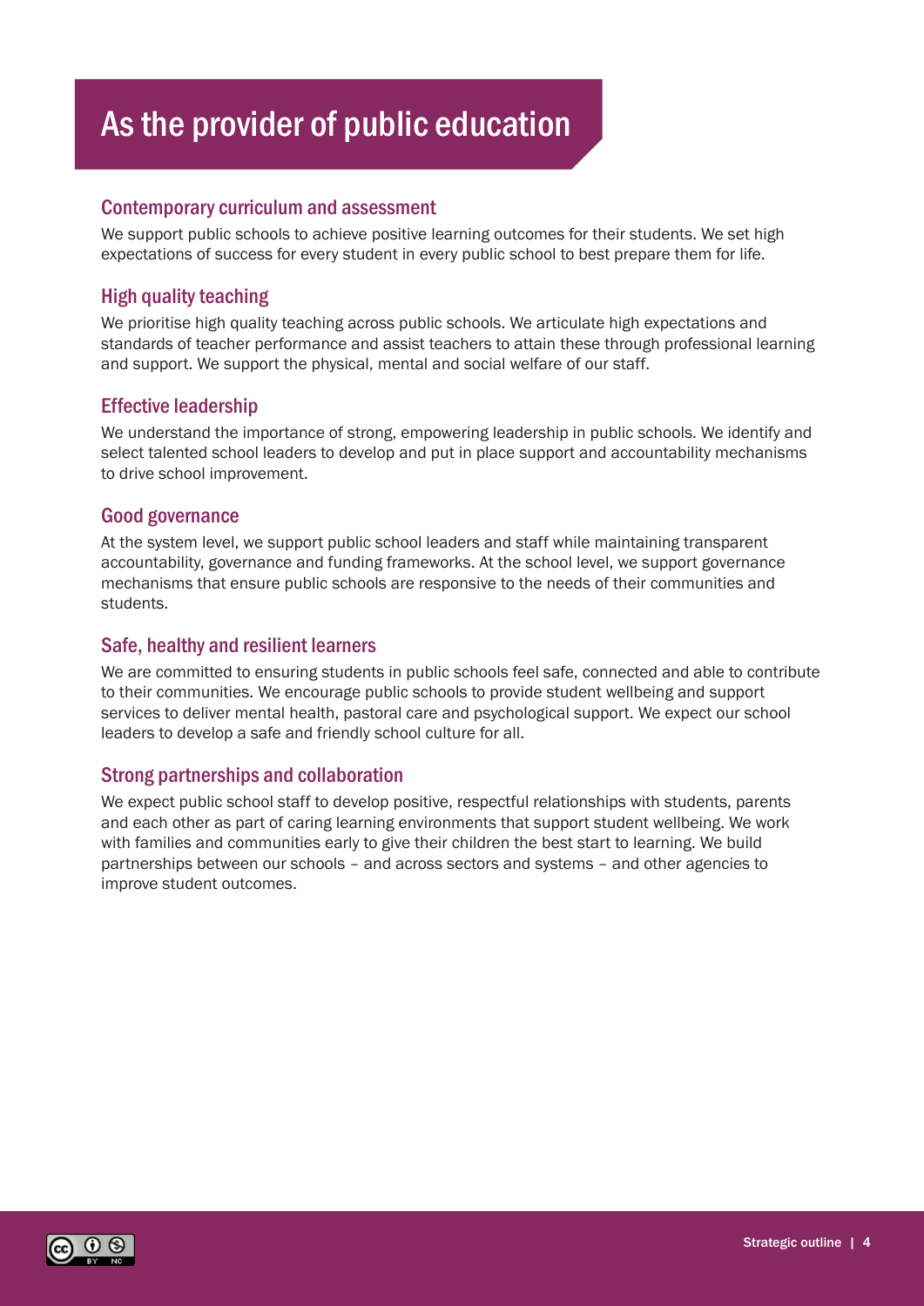# As the provider of public education

## Contemporary curriculum and assessment

We support public schools to achieve positive learning outcomes for their students. We set high expectations of success for every student in every public school to best prepare them for life.

## High quality teaching

We prioritise high quality teaching across public schools. We articulate high expectations and standards of teacher performance and assist teachers to attain these through professional learning and support. We support the physical, mental and social welfare of our staff.

## Effective leadership

We understand the importance of strong, empowering leadership in public schools. We identify and select talented school leaders to develop and put in place support and accountability mechanisms to drive school improvement.

## Good governance

At the system level, we support public school leaders and staff while maintaining transparent accountability, governance and funding frameworks. At the school level, we support governance mechanisms that ensure public schools are responsive to the needs of their communities and students.

## Safe, healthy and resilient learners

We are committed to ensuring students in public schools feel safe, connected and able to contribute to their communities. We encourage public schools to provide student wellbeing and support services to deliver mental health, pastoral care and psychological support. We expect our school leaders to develop a safe and friendly school culture for all.

## Strong partnerships and collaboration

We expect public school staff to develop positive, respectful relationships with students, parents and each other as part of caring learning environments that support student wellbeing. We work with families and communities early to give their children the best start to learning. We build partnerships between our schools – and across sectors and systems – and other agencies to improve student outcomes.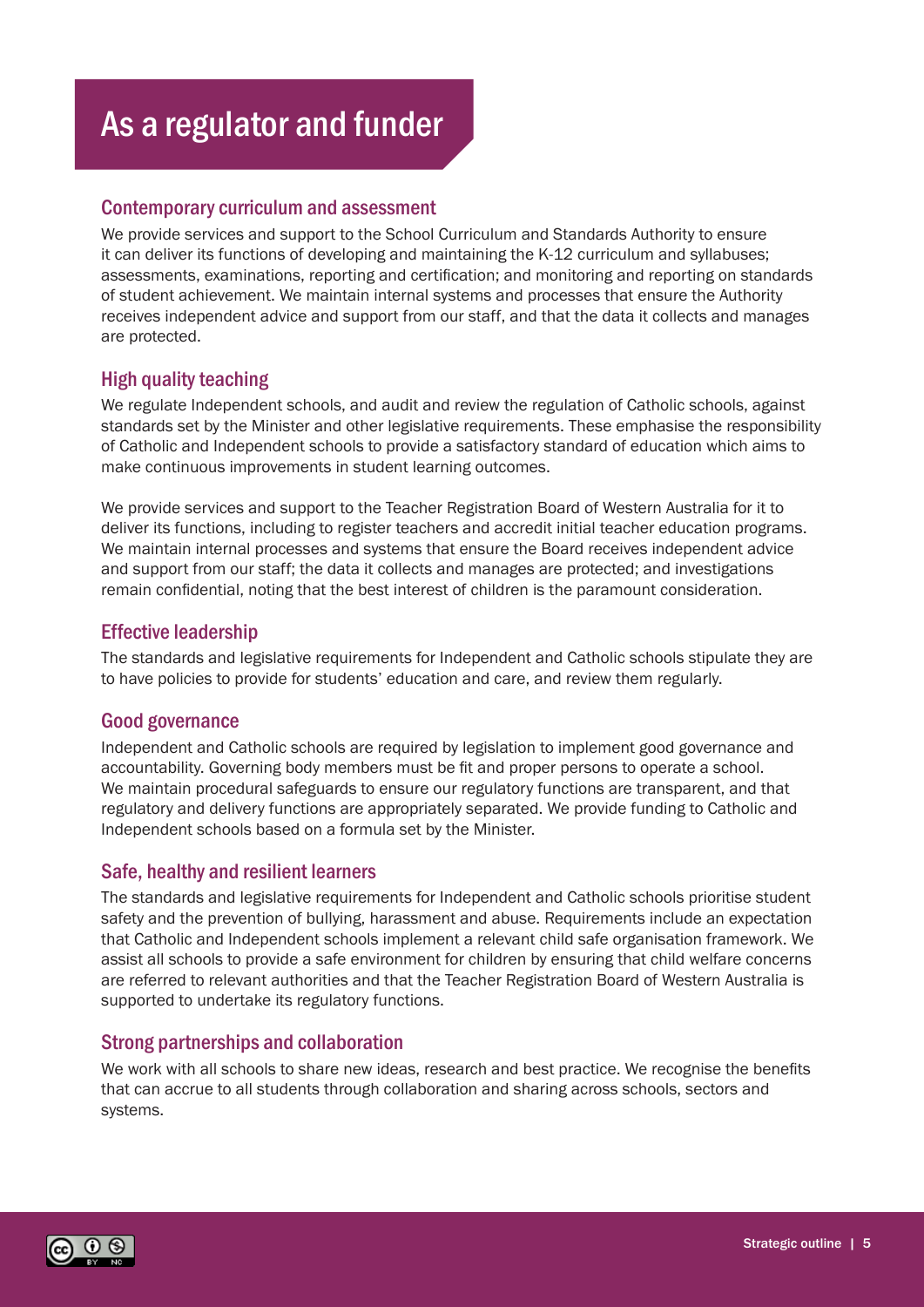# As a regulator and funder

## Contemporary curriculum and assessment

We provide services and support to the School Curriculum and Standards Authority to ensure it can deliver its functions of developing and maintaining the K-12 curriculum and syllabuses; assessments, examinations, reporting and certification; and monitoring and reporting on standards of student achievement. We maintain internal systems and processes that ensure the Authority receives independent advice and support from our staff, and that the data it collects and manages are protected.

## High quality teaching

We regulate Independent schools, and audit and review the regulation of Catholic schools, against standards set by the Minister and other legislative requirements. These emphasise the responsibility of Catholic and Independent schools to provide a satisfactory standard of education which aims to make continuous improvements in student learning outcomes.

We provide services and support to the Teacher Registration Board of Western Australia for it to deliver its functions, including to register teachers and accredit initial teacher education programs. We maintain internal processes and systems that ensure the Board receives independent advice and support from our staff; the data it collects and manages are protected; and investigations remain confidential, noting that the best interest of children is the paramount consideration.

## Effective leadership

The standards and legislative requirements for Independent and Catholic schools stipulate they are to have policies to provide for students' education and care, and review them regularly.

## Good governance

Independent and Catholic schools are required by legislation to implement good governance and accountability. Governing body members must be fit and proper persons to operate a school. We maintain procedural safeguards to ensure our regulatory functions are transparent, and that regulatory and delivery functions are appropriately separated. We provide funding to Catholic and Independent schools based on a formula set by the Minister.

## Safe, healthy and resilient learners

The standards and legislative requirements for Independent and Catholic schools prioritise student safety and the prevention of bullying, harassment and abuse. Requirements include an expectation that Catholic and Independent schools implement a relevant child safe organisation framework. We assist all schools to provide a safe environment for children by ensuring that child welfare concerns are referred to relevant authorities and that the Teacher Registration Board of Western Australia is supported to undertake its regulatory functions.

## Strong partnerships and collaboration

We work with all schools to share new ideas, research and best practice. We recognise the benefits that can accrue to all students through collaboration and sharing across schools, sectors and systems.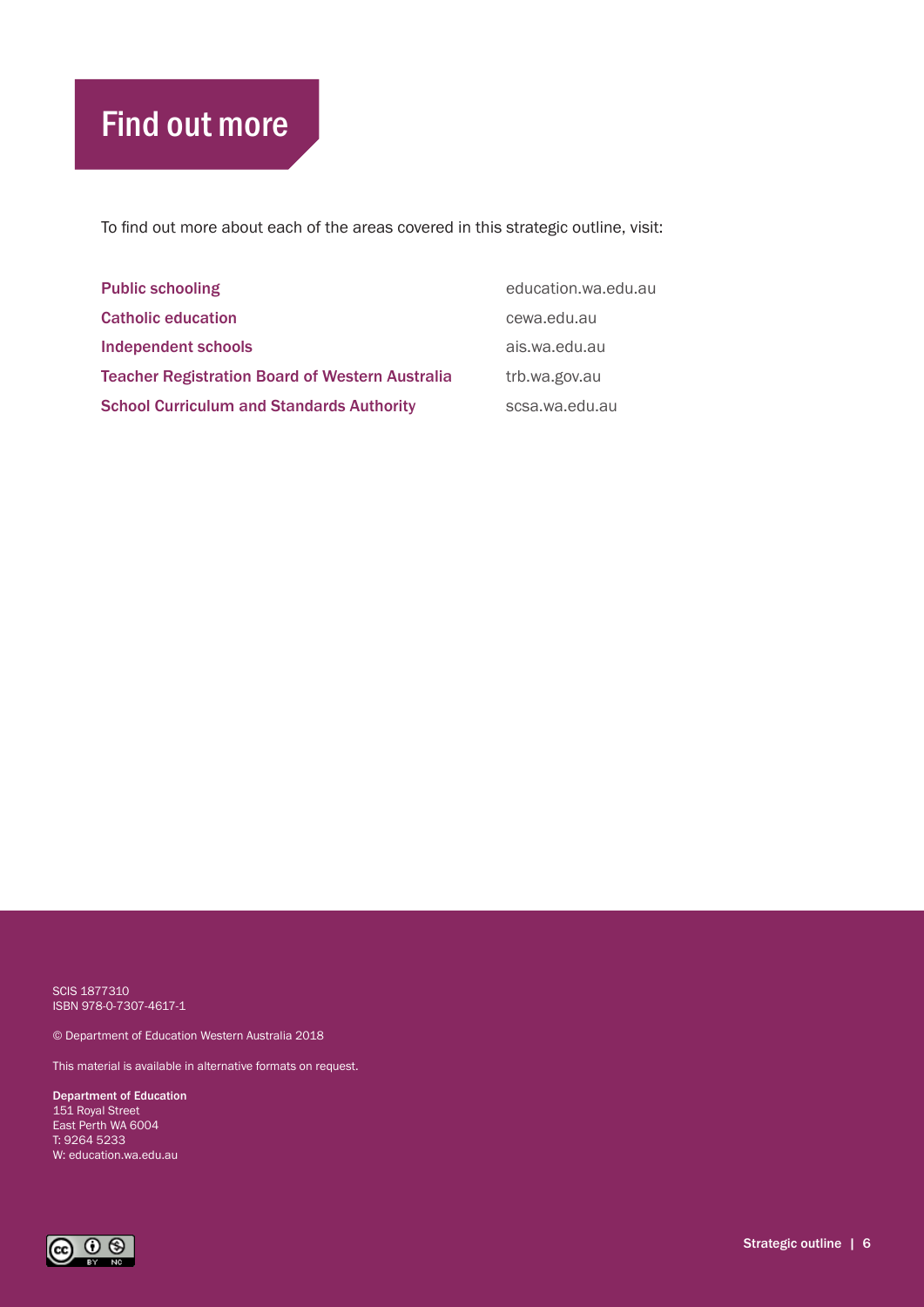# Find out more

To find out more about each of the areas covered in this strategic outline, visit:

| | |
|---|---|
| **Public schooling** | education.wa.edu.au |
| **Catholic education** | cewa.edu.au |
| **Independent schools** | ais.wa.edu.au |
| **Teacher Registration Board of Western Australia** | trb.wa.gov.au |
| **School Curriculum and Standards Authority** | scsa.wa.edu.au |

SCIS 1877310
ISBN 978-0-7307-4617-1

© Department of Education Western Australia 2018

This material is available in alternative formats on request.

**Department of Education**
151 Royal Street
East Perth WA 6004
T: 9264 5233
W: education.wa.edu.au